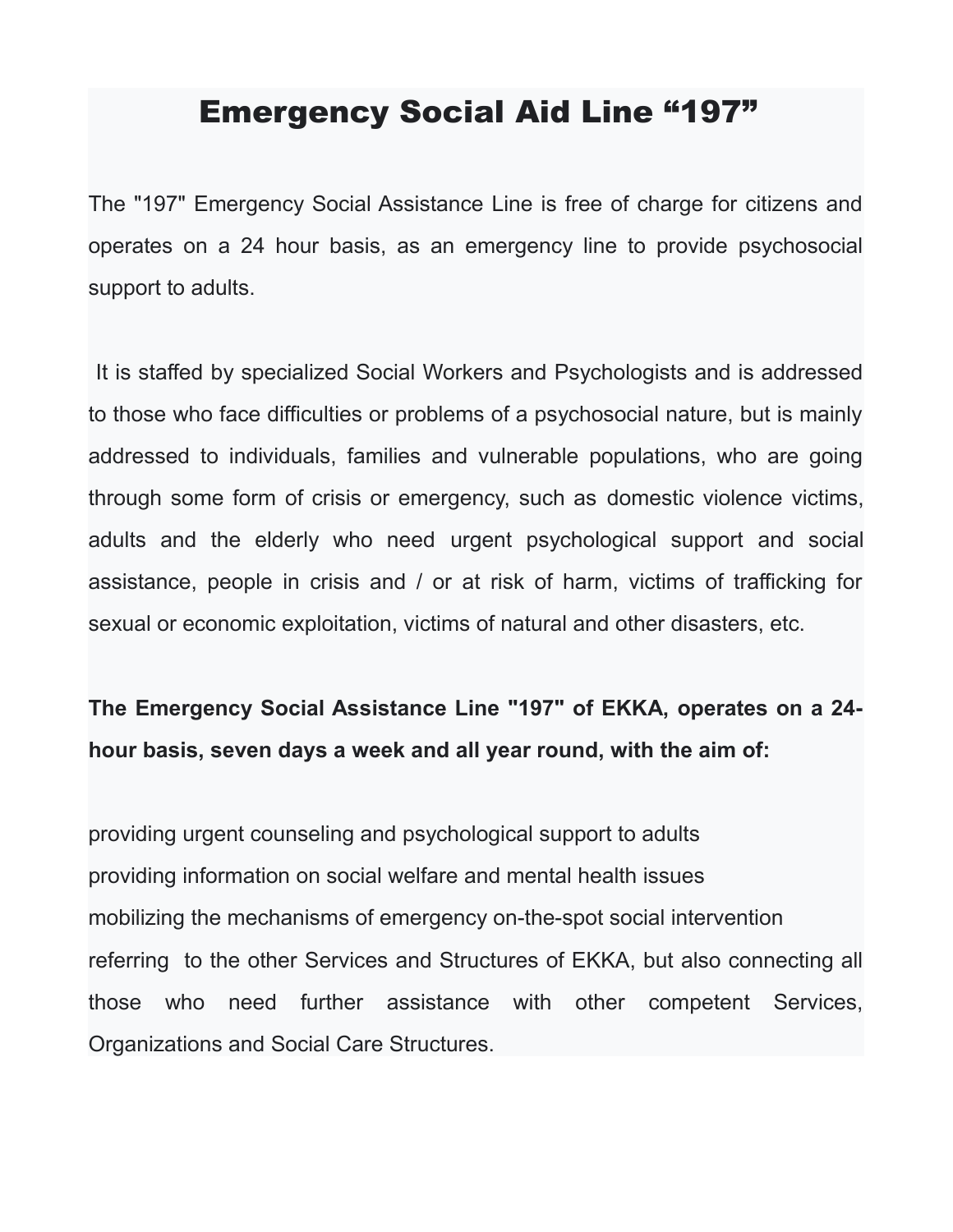# Emergency Social Aid Line “197”

The "197" Emergency Social Assistance Line is free of charge for citizens and operates on a 24 hour basis, as an emergency line to provide psychosocial support to adults.

It is staffed by specialized Social Workers and Psychologists and is addressed to those who face difficulties or problems of a psychosocial nature, but is mainly addressed to individuals, families and vulnerable populations, who are going through some form of crisis or emergency, such as domestic violence victims, adults and the elderly who need urgent psychological support and social assistance, people in crisis and / or at risk of harm, victims of trafficking for sexual or economic exploitation, victims of natural and other disasters, etc.

**The Emergency Social Assistance Line "197" of EKKA, operates on a 24-hour basis, seven days a week and all year round, with the aim of:**

providing urgent counseling and psychological support to adults
providing information on social welfare and mental health issues
mobilizing the mechanisms of emergency on-the-spot social intervention
referring to the other Services and Structures of EKKA, but also connecting all those who need further assistance with other competent Services, Organizations and Social Care Structures.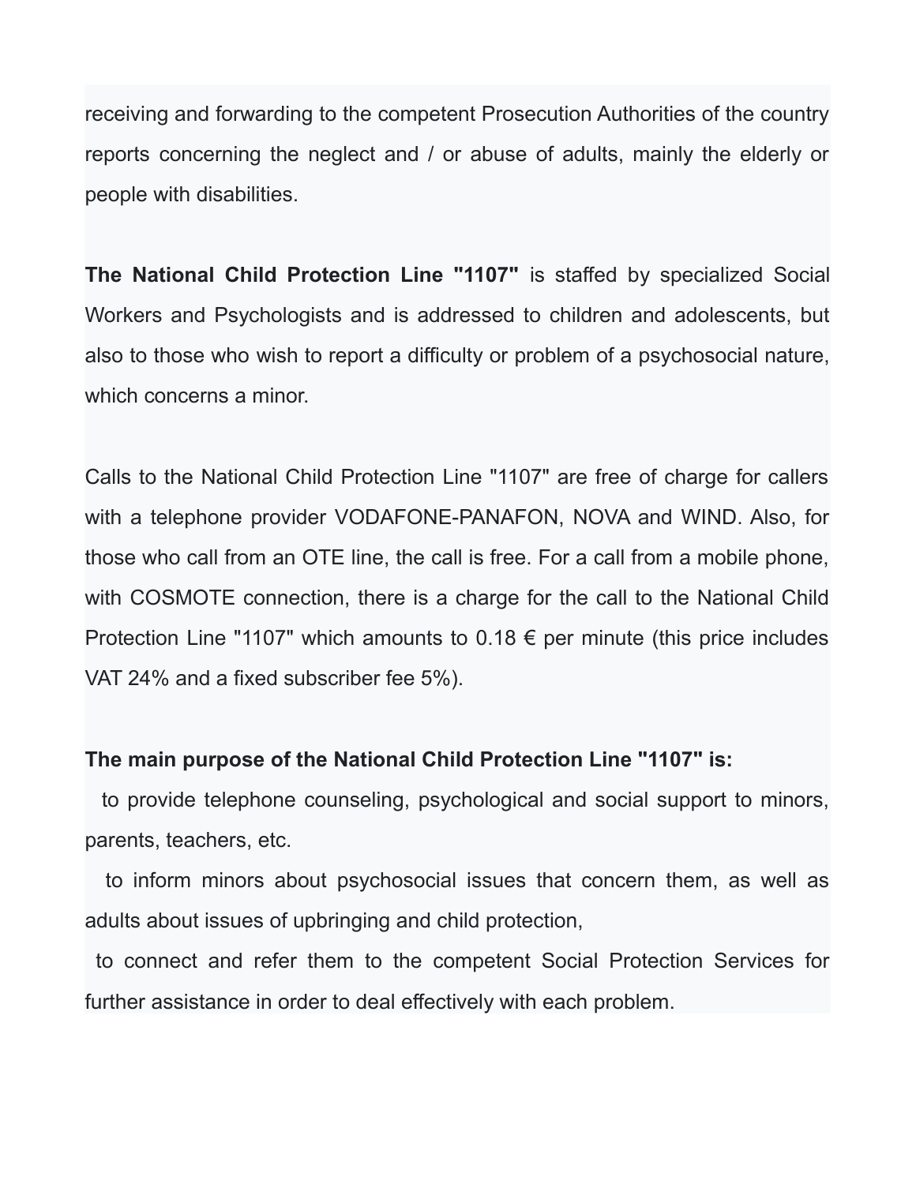receiving and forwarding to the competent Prosecution Authorities of the country reports concerning the neglect and / or abuse of adults, mainly the elderly or people with disabilities.

**The National Child Protection Line "1107"** is staffed by specialized Social Workers and Psychologists and is addressed to children and adolescents, but also to those who wish to report a difficulty or problem of a psychosocial nature, which concerns a minor.

Calls to the National Child Protection Line "1107" are free of charge for callers with a telephone provider VODAFONE-PANAFON, NOVA and WIND. Also, for those who call from an OTE line, the call is free. For a call from a mobile phone, with COSMOTE connection, there is a charge for the call to the National Child Protection Line "1107" which amounts to 0.18 € per minute (this price includes VAT 24% and a fixed subscriber fee 5%).

**The main purpose of the National Child Protection Line "1107" is:**

- to provide telephone counseling, psychological and social support to minors, parents, teachers, etc.
- to inform minors about psychosocial issues that concern them, as well as adults about issues of upbringing and child protection,
- to connect and refer them to the competent Social Protection Services for further assistance in order to deal effectively with each problem.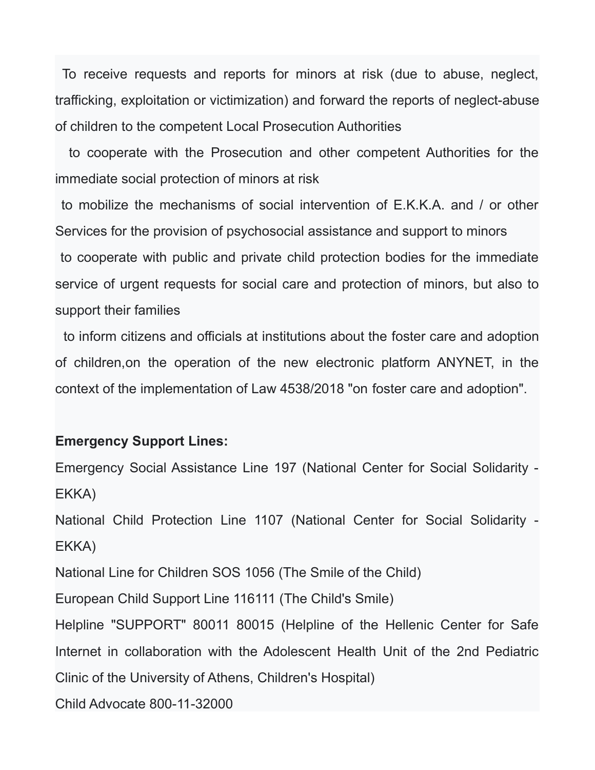To receive requests and reports for minors at risk (due to abuse, neglect, trafficking, exploitation or victimization) and forward the reports of neglect-abuse of children to the competent Local Prosecution Authorities

to cooperate with the Prosecution and other competent Authorities for the immediate social protection of minors at risk

to mobilize the mechanisms of social intervention of E.K.K.A. and / or other Services for the provision of psychosocial assistance and support to minors

to cooperate with public and private child protection bodies for the immediate service of urgent requests for social care and protection of minors, but also to support their families

to inform citizens and officials at institutions about the foster care and adoption of children,on the operation of the new electronic platform ANYNET, in the context of the implementation of Law 4538/2018 "on foster care and adoption".

**Emergency Support Lines:**

Emergency Social Assistance Line 197 (National Center for Social Solidarity - EKKA)

National Child Protection Line 1107 (National Center for Social Solidarity - EKKA)

National Line for Children SOS 1056 (The Smile of the Child)

European Child Support Line 116111 (The Child's Smile)

Helpline "SUPPORT" 80011 80015 (Helpline of the Hellenic Center for Safe Internet in collaboration with the Adolescent Health Unit of the 2nd Pediatric Clinic of the University of Athens, Children's Hospital)

Child Advocate 800-11-32000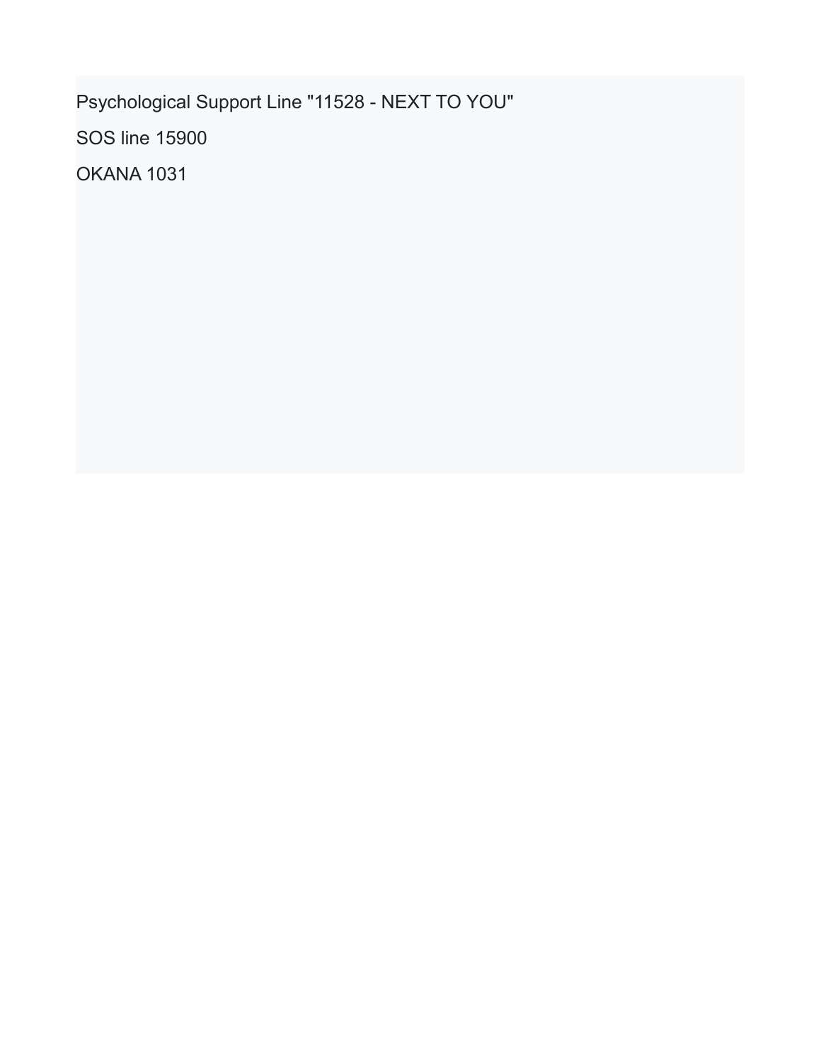Psychological Support Line "11528 - NEXT TO YOU"

SOS line 15900

OKANA 1031